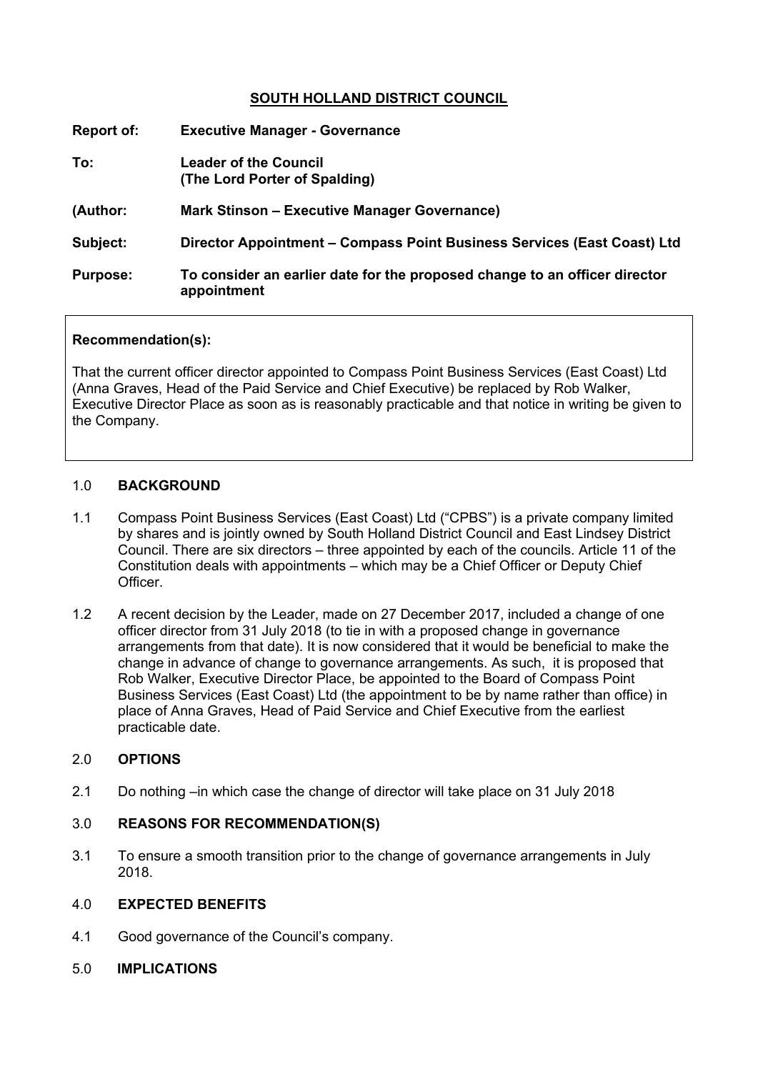## SOUTH HOLLAND DISTRICT COUNCIL

**Report of:** **Executive Manager - Governance**

**To:** **Leader of the Council (The Lord Porter of Spalding)**

**(Author:** **Mark Stinson – Executive Manager Governance)**

**Subject:** **Director Appointment – Compass Point Business Services (East Coast) Ltd**

**Purpose:** **To consider an earlier date for the proposed change to an officer director appointment**

---

**Recommendation(s):**

That the current officer director appointed to Compass Point Business Services (East Coast) Ltd (Anna Graves, Head of the Paid Service and Chief Executive) be replaced by Rob Walker, Executive Director Place as soon as is reasonably practicable and that notice in writing be given to the Company.

---

### 1.0 BACKGROUND

1.1 Compass Point Business Services (East Coast) Ltd ("CPBS") is a private company limited by shares and is jointly owned by South Holland District Council and East Lindsey District Council. There are six directors – three appointed by each of the councils. Article 11 of the Constitution deals with appointments – which may be a Chief Officer or Deputy Chief Officer.

1.2 A recent decision by the Leader, made on 27 December 2017, included a change of one officer director from 31 July 2018 (to tie in with a proposed change in governance arrangements from that date). It is now considered that it would be beneficial to make the change in advance of change to governance arrangements. As such, it is proposed that Rob Walker, Executive Director Place, be appointed to the Board of Compass Point Business Services (East Coast) Ltd (the appointment to be by name rather than office) in place of Anna Graves, Head of Paid Service and Chief Executive from the earliest practicable date.

### 2.0 OPTIONS

2.1 Do nothing –in which case the change of director will take place on 31 July 2018

### 3.0 REASONS FOR RECOMMENDATION(S)

3.1 To ensure a smooth transition prior to the change of governance arrangements in July 2018.

### 4.0 EXPECTED BENEFITS

4.1 Good governance of the Council's company.

### 5.0 IMPLICATIONS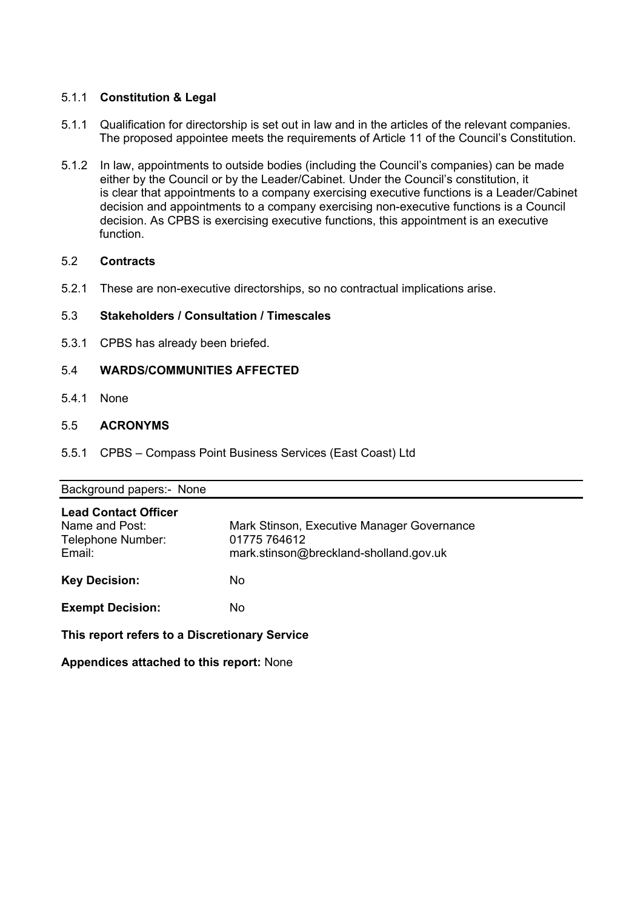### 5.1.1 **Constitution & Legal**

5.1.1 Qualification for directorship is set out in law and in the articles of the relevant companies. The proposed appointee meets the requirements of Article 11 of the Council's Constitution.

5.1.2 In law, appointments to outside bodies (including the Council's companies) can be made either by the Council or by the Leader/Cabinet. Under the Council's constitution, it is clear that appointments to a company exercising executive functions is a Leader/Cabinet decision and appointments to a company exercising non-executive functions is a Council decision. As CPBS is exercising executive functions, this appointment is an executive function.

### 5.2 **Contracts**

5.2.1 These are non-executive directorships, so no contractual implications arise.

### 5.3 **Stakeholders / Consultation / Timescales**

5.3.1 CPBS has already been briefed.

### 5.4 **WARDS/COMMUNITIES AFFECTED**

5.4.1 None

### 5.5 **ACRONYMS**

5.5.1 CPBS – Compass Point Business Services (East Coast) Ltd

---

Background papers:- None

---

**Lead Contact Officer**

| | |
|---|---|
| Name and Post: | Mark Stinson, Executive Manager Governance |
| Telephone Number: | 01775 764612 |
| Email: | mark.stinson@breckland-sholland.gov.uk |

**Key Decision:** No

**Exempt Decision:** No

**This report refers to a Discretionary Service**

**Appendices attached to this report:** None